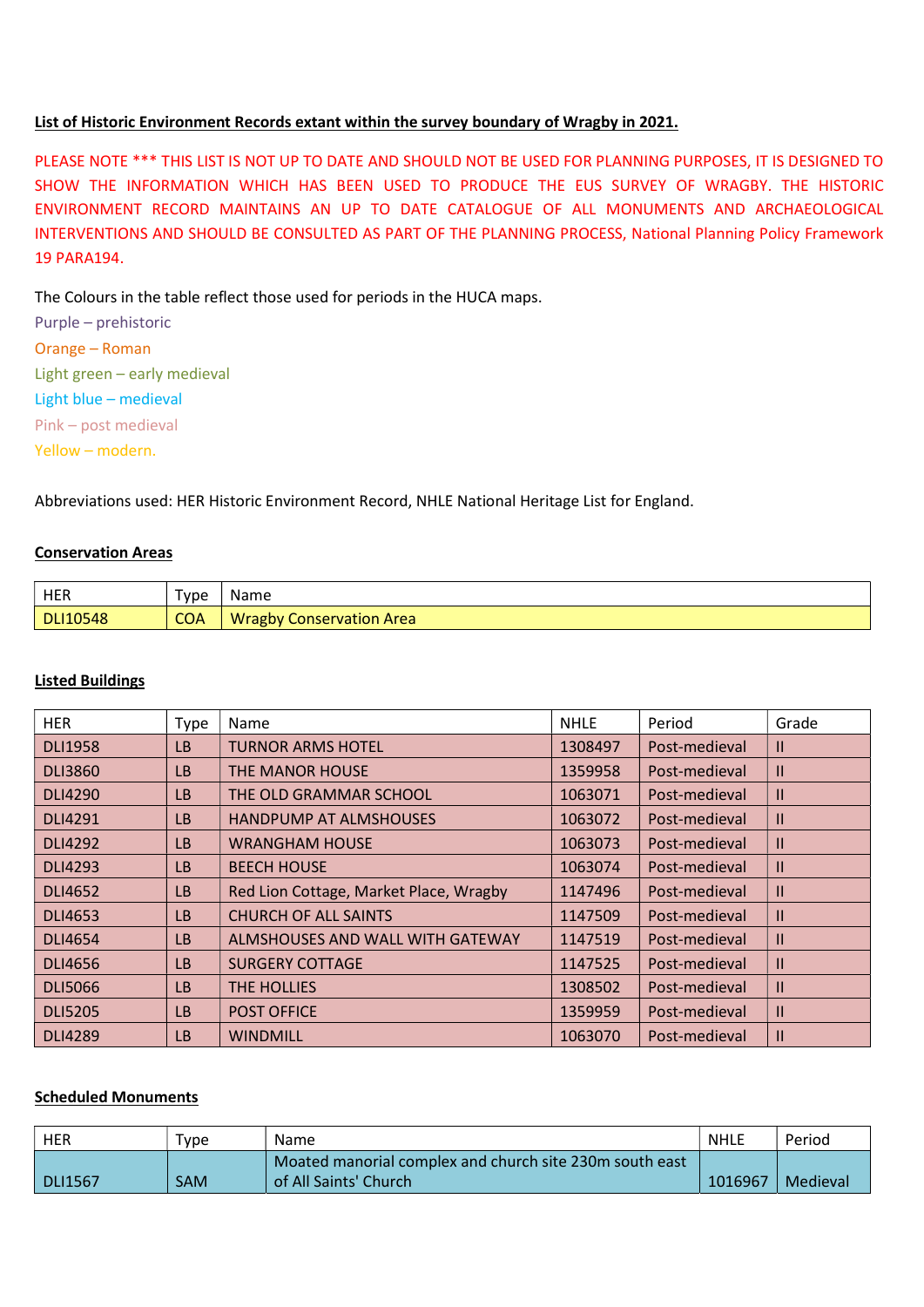**List of Historic Environment Records extant within the survey boundary of Wragby in 2021.**

PLEASE NOTE *** THIS LIST IS NOT UP TO DATE AND SHOULD NOT BE USED FOR PLANNING PURPOSES, IT IS DESIGNED TO SHOW THE INFORMATION WHICH HAS BEEN USED TO PRODUCE THE EUS SURVEY OF WRAGBY. THE HISTORIC ENVIRONMENT RECORD MAINTAINS AN UP TO DATE CATALOGUE OF ALL MONUMENTS AND ARCHAEOLOGICAL INTERVENTIONS AND SHOULD BE CONSULTED AS PART OF THE PLANNING PROCESS, National Planning Policy Framework 19 PARA194.

The Colours in the table reflect those used for periods in the HUCA maps.

Purple – prehistoric
Orange – Roman
Light green – early medieval
Light blue – medieval
Pink – post medieval
Yellow – modern.

Abbreviations used: HER Historic Environment Record, NHLE National Heritage List for England.

**Conservation Areas**

| HER | Type | Name |
|---|---|---|
| DLI10548 | COA | Wragby Conservation Area |

**Listed Buildings**

| HER | Type | Name | NHLE | Period | Grade |
|---|---|---|---|---|---|
| DLI1958 | LB | TURNOR ARMS HOTEL | 1308497 | Post-medieval | II |
| DLI3860 | LB | THE MANOR HOUSE | 1359958 | Post-medieval | II |
| DLI4290 | LB | THE OLD GRAMMAR SCHOOL | 1063071 | Post-medieval | II |
| DLI4291 | LB | HANDPUMP AT ALMSHOUSES | 1063072 | Post-medieval | II |
| DLI4292 | LB | WRANGHAM HOUSE | 1063073 | Post-medieval | II |
| DLI4293 | LB | BEECH HOUSE | 1063074 | Post-medieval | II |
| DLI4652 | LB | Red Lion Cottage, Market Place, Wragby | 1147496 | Post-medieval | II |
| DLI4653 | LB | CHURCH OF ALL SAINTS | 1147509 | Post-medieval | II |
| DLI4654 | LB | ALMSHOUSES AND WALL WITH GATEWAY | 1147519 | Post-medieval | II |
| DLI4656 | LB | SURGERY COTTAGE | 1147525 | Post-medieval | II |
| DLI5066 | LB | THE HOLLIES | 1308502 | Post-medieval | II |
| DLI5205 | LB | POST OFFICE | 1359959 | Post-medieval | II |
| DLI4289 | LB | WINDMILL | 1063070 | Post-medieval | II |

**Scheduled Monuments**

| HER | Type | Name | NHLE | Period |
|---|---|---|---|---|
| DLI1567 | SAM | Moated manorial complex and church site 230m south east of All Saints' Church | 1016967 | Medieval |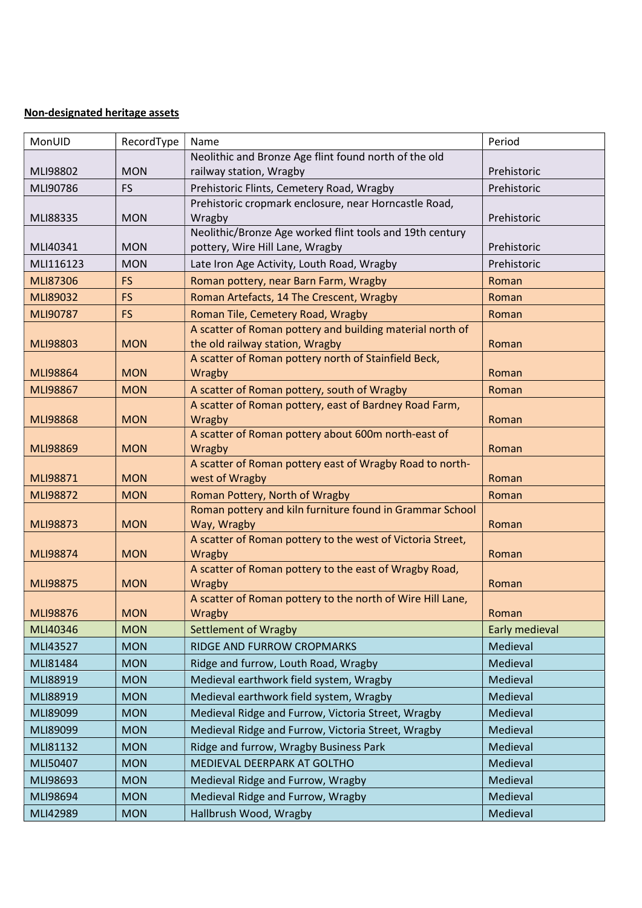**Non-designated heritage assets**

| MonUID | RecordType | Name | Period |
|---|---|---|---|
| MLI98802 | MON | Neolithic and Bronze Age flint found north of the old railway station, Wragby | Prehistoric |
| MLI90786 | FS | Prehistoric Flints, Cemetery Road, Wragby | Prehistoric |
| MLI88335 | MON | Prehistoric cropmark enclosure, near Horncastle Road, Wragby | Prehistoric |
| MLI40341 | MON | Neolithic/Bronze Age worked flint tools and 19th century pottery, Wire Hill Lane, Wragby | Prehistoric |
| MLI116123 | MON | Late Iron Age Activity, Louth Road, Wragby | Prehistoric |
| MLI87306 | FS | Roman pottery, near Barn Farm, Wragby | Roman |
| MLI89032 | FS | Roman Artefacts, 14 The Crescent, Wragby | Roman |
| MLI90787 | FS | Roman Tile, Cemetery Road, Wragby | Roman |
| MLI98803 | MON | A scatter of Roman pottery and building material north of the old railway station, Wragby | Roman |
| MLI98864 | MON | A scatter of Roman pottery north of Stainfield Beck, Wragby | Roman |
| MLI98867 | MON | A scatter of Roman pottery, south of Wragby | Roman |
| MLI98868 | MON | A scatter of Roman pottery, east of Bardney Road Farm, Wragby | Roman |
| MLI98869 | MON | A scatter of Roman pottery about 600m north-east of Wragby | Roman |
| MLI98871 | MON | A scatter of Roman pottery east of Wragby Road to north-west of Wragby | Roman |
| MLI98872 | MON | Roman Pottery, North of Wragby | Roman |
| MLI98873 | MON | Roman pottery and kiln furniture found in Grammar School Way, Wragby | Roman |
| MLI98874 | MON | A scatter of Roman pottery to the west of Victoria Street, Wragby | Roman |
| MLI98875 | MON | A scatter of Roman pottery to the east of Wragby Road, Wragby | Roman |
| MLI98876 | MON | A scatter of Roman pottery to the north of Wire Hill Lane, Wragby | Roman |
| MLI40346 | MON | Settlement of Wragby | Early medieval |
| MLI43527 | MON | RIDGE AND FURROW CROPMARKS | Medieval |
| MLI81484 | MON | Ridge and furrow, Louth Road, Wragby | Medieval |
| MLI88919 | MON | Medieval earthwork field system, Wragby | Medieval |
| MLI88919 | MON | Medieval earthwork field system, Wragby | Medieval |
| MLI89099 | MON | Medieval Ridge and Furrow, Victoria Street, Wragby | Medieval |
| MLI89099 | MON | Medieval Ridge and Furrow, Victoria Street, Wragby | Medieval |
| MLI81132 | MON | Ridge and furrow, Wragby Business Park | Medieval |
| MLI50407 | MON | MEDIEVAL DEERPARK AT GOLTHO | Medieval |
| MLI98693 | MON | Medieval Ridge and Furrow, Wragby | Medieval |
| MLI98694 | MON | Medieval Ridge and Furrow, Wragby | Medieval |
| MLI42989 | MON | Hallbrush Wood, Wragby | Medieval |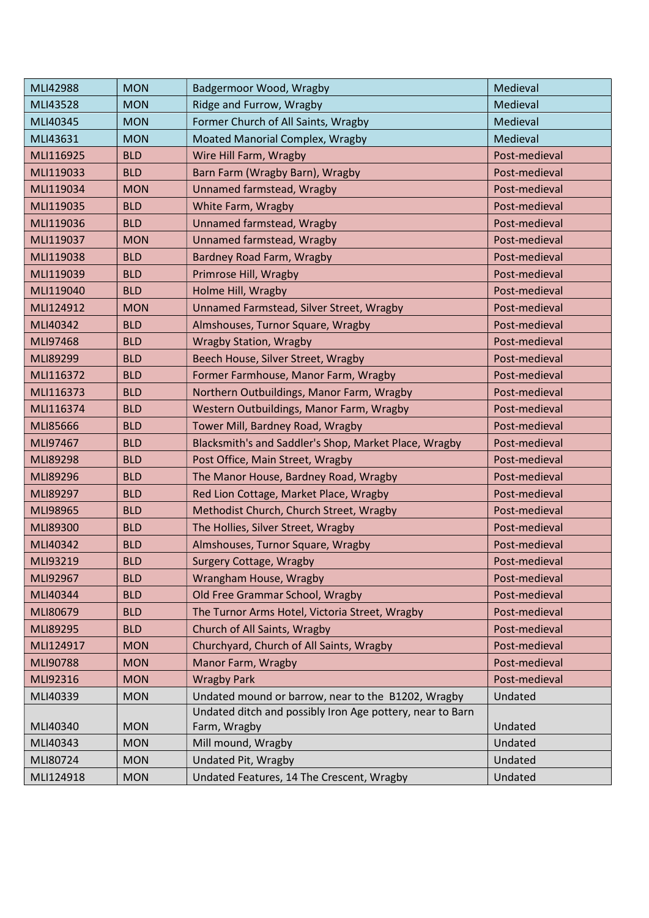| | | | |
|---|---|---|---|
| MLI42988 | MON | Badgermoor Wood, Wragby | Medieval |
| MLI43528 | MON | Ridge and Furrow, Wragby | Medieval |
| MLI40345 | MON | Former Church of All Saints, Wragby | Medieval |
| MLI43631 | MON | Moated Manorial Complex, Wragby | Medieval |
| MLI116925 | BLD | Wire Hill Farm, Wragby | Post-medieval |
| MLI119033 | BLD | Barn Farm (Wragby Barn), Wragby | Post-medieval |
| MLI119034 | MON | Unnamed farmstead, Wragby | Post-medieval |
| MLI119035 | BLD | White Farm, Wragby | Post-medieval |
| MLI119036 | BLD | Unnamed farmstead, Wragby | Post-medieval |
| MLI119037 | MON | Unnamed farmstead, Wragby | Post-medieval |
| MLI119038 | BLD | Bardney Road Farm, Wragby | Post-medieval |
| MLI119039 | BLD | Primrose Hill, Wragby | Post-medieval |
| MLI119040 | BLD | Holme Hill, Wragby | Post-medieval |
| MLI124912 | MON | Unnamed Farmstead, Silver Street, Wragby | Post-medieval |
| MLI40342 | BLD | Almshouses, Turnor Square, Wragby | Post-medieval |
| MLI97468 | BLD | Wragby Station, Wragby | Post-medieval |
| MLI89299 | BLD | Beech House, Silver Street, Wragby | Post-medieval |
| MLI116372 | BLD | Former Farmhouse, Manor Farm, Wragby | Post-medieval |
| MLI116373 | BLD | Northern Outbuildings, Manor Farm, Wragby | Post-medieval |
| MLI116374 | BLD | Western Outbuildings, Manor Farm, Wragby | Post-medieval |
| MLI85666 | BLD | Tower Mill, Bardney Road, Wragby | Post-medieval |
| MLI97467 | BLD | Blacksmith's and Saddler's Shop, Market Place, Wragby | Post-medieval |
| MLI89298 | BLD | Post Office, Main Street, Wragby | Post-medieval |
| MLI89296 | BLD | The Manor House, Bardney Road, Wragby | Post-medieval |
| MLI89297 | BLD | Red Lion Cottage, Market Place, Wragby | Post-medieval |
| MLI98965 | BLD | Methodist Church, Church Street, Wragby | Post-medieval |
| MLI89300 | BLD | The Hollies, Silver Street, Wragby | Post-medieval |
| MLI40342 | BLD | Almshouses, Turnor Square, Wragby | Post-medieval |
| MLI93219 | BLD | Surgery Cottage, Wragby | Post-medieval |
| MLI92967 | BLD | Wrangham House, Wragby | Post-medieval |
| MLI40344 | BLD | Old Free Grammar School, Wragby | Post-medieval |
| MLI80679 | BLD | The Turnor Arms Hotel, Victoria Street, Wragby | Post-medieval |
| MLI89295 | BLD | Church of All Saints, Wragby | Post-medieval |
| MLI124917 | MON | Churchyard, Church of All Saints, Wragby | Post-medieval |
| MLI90788 | MON | Manor Farm, Wragby | Post-medieval |
| MLI92316 | MON | Wragby Park | Post-medieval |
| MLI40339 | MON | Undated mound or barrow, near to the B1202, Wragby | Undated |
| MLI40340 | MON | Undated ditch and possibly Iron Age pottery, near to Barn Farm, Wragby | Undated |
| MLI40343 | MON | Mill mound, Wragby | Undated |
| MLI80724 | MON | Undated Pit, Wragby | Undated |
| MLI124918 | MON | Undated Features, 14 The Crescent, Wragby | Undated |